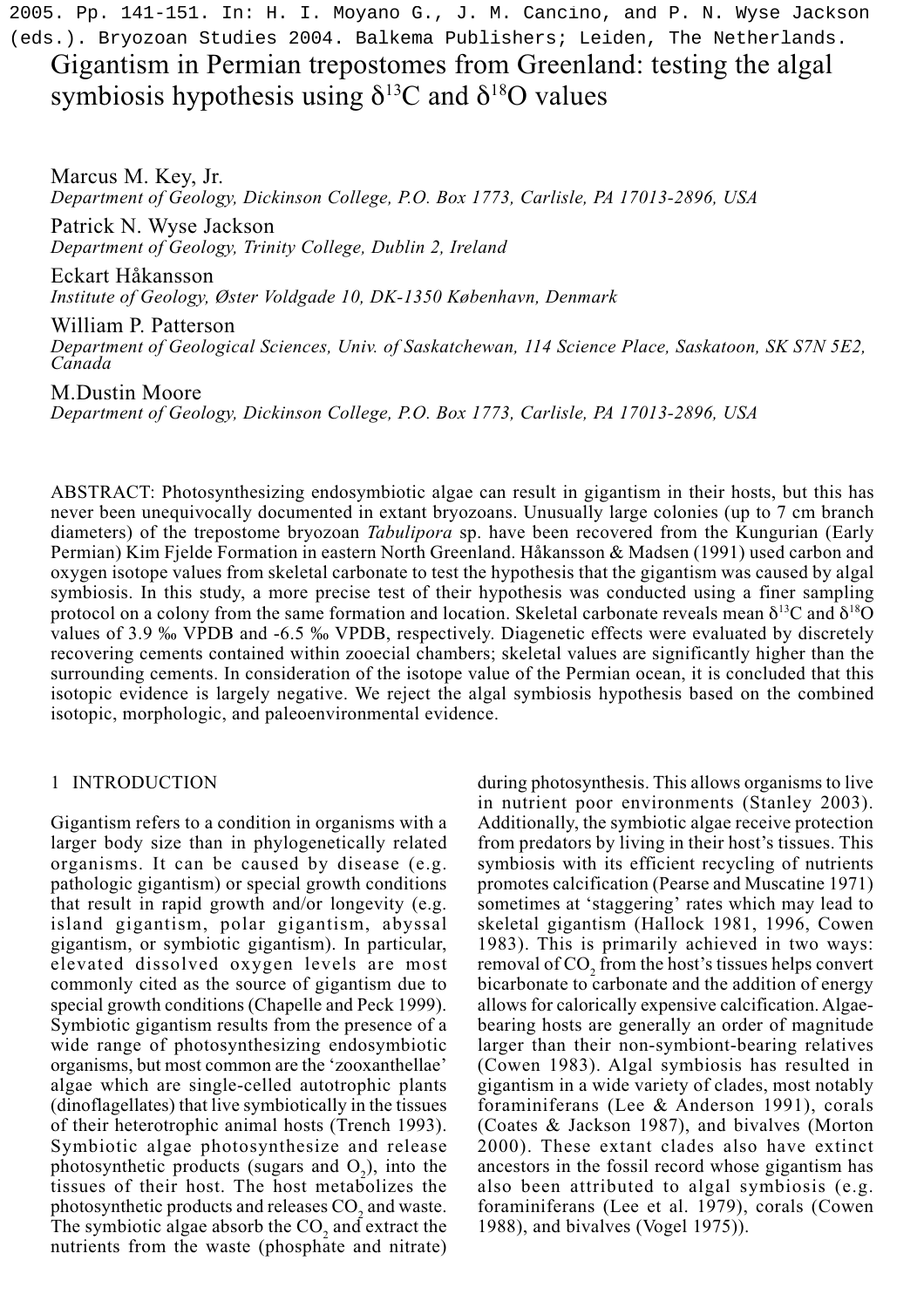2005. Pp. 141-151. In: H. I. Moyano G., J. M. Cancino, and P. N. Wyse Jackson (eds.). Bryozoan Studies 2004. Balkema Publishers; Leiden, The Netherlands.

# Gigantism in Permian trepostomes from Greenland: testing the algal symbiosis hypothesis using $\delta^{13}C$ and $\delta^{18}O$ values

Marcus M. Key, Jr.
*Department of Geology, Dickinson College, P.O. Box 1773, Carlisle, PA 17013-2896, USA*

Patrick N. Wyse Jackson
*Department of Geology, Trinity College, Dublin 2, Ireland*

Eckart Håkansson
*Institute of Geology, Øster Voldgade 10, DK-1350 København, Denmark*

William P. Patterson
*Department of Geological Sciences, Univ. of Saskatchewan, 114 Science Place, Saskatoon, SK S7N 5E2, Canada*

M.Dustin Moore
*Department of Geology, Dickinson College, P.O. Box 1773, Carlisle, PA 17013-2896, USA*

ABSTRACT: Photosynthesizing endosymbiotic algae can result in gigantism in their hosts, but this has never been unequivocally documented in extant bryozoans. Unusually large colonies (up to 7 cm branch diameters) of the trepostome bryozoan *Tabulipora* sp. have been recovered from the Kungurian (Early Permian) Kim Fjelde Formation in eastern North Greenland. Håkansson & Madsen (1991) used carbon and oxygen isotope values from skeletal carbonate to test the hypothesis that the gigantism was caused by algal symbiosis. In this study, a more precise test of their hypothesis was conducted using a finer sampling protocol on a colony from the same formation and location. Skeletal carbonate reveals mean $\delta^{13}C$ and $\delta^{18}O$ values of 3.9 ‰ VPDB and -6.5 ‰ VPDB, respectively. Diagenetic effects were evaluated by discretely recovering cements contained within zooecial chambers; skeletal values are significantly higher than the surrounding cements. In consideration of the isotope value of the Permian ocean, it is concluded that this isotopic evidence is largely negative. We reject the algal symbiosis hypothesis based on the combined isotopic, morphologic, and paleoenvironmental evidence.

## 1 INTRODUCTION

Gigantism refers to a condition in organisms with a larger body size than in phylogenetically related organisms. It can be caused by disease (e.g. pathologic gigantism) or special growth conditions that result in rapid growth and/or longevity (e.g. island gigantism, polar gigantism, abyssal gigantism, or symbiotic gigantism). In particular, elevated dissolved oxygen levels are most commonly cited as the source of gigantism due to special growth conditions (Chapelle and Peck 1999). Symbiotic gigantism results from the presence of a wide range of photosynthesizing endosymbiotic organisms, but most common are the 'zooxanthellae' algae which are single-celled autotrophic plants (dinoflagellates) that live symbiotically in the tissues of their heterotrophic animal hosts (Trench 1993). Symbiotic algae photosynthesize and release photosynthetic products (sugars and $O_2$), into the tissues of their host. The host metabolizes the photosynthetic products and releases $CO_2$ and waste. The symbiotic algae absorb the $CO_2$ and extract the nutrients from the waste (phosphate and nitrate) during photosynthesis. This allows organisms to live in nutrient poor environments (Stanley 2003). Additionally, the symbiotic algae receive protection from predators by living in their host's tissues. This symbiosis with its efficient recycling of nutrients promotes calcification (Pearse and Muscatine 1971) sometimes at 'staggering' rates which may lead to skeletal gigantism (Hallock 1981, 1996, Cowen 1983). This is primarily achieved in two ways: removal of $CO_2$ from the host's tissues helps convert bicarbonate to carbonate and the addition of energy allows for calorically expensive calcification. Algae-bearing hosts are generally an order of magnitude larger than their non-symbiont-bearing relatives (Cowen 1983). Algal symbiosis has resulted in gigantism in a wide variety of clades, most notably foraminiferans (Lee & Anderson 1991), corals (Coates & Jackson 1987), and bivalves (Morton 2000). These extant clades also have extinct ancestors in the fossil record whose gigantism has also been attributed to algal symbiosis (e.g. foraminiferans (Lee et al. 1979), corals (Cowen 1988), and bivalves (Vogel 1975)).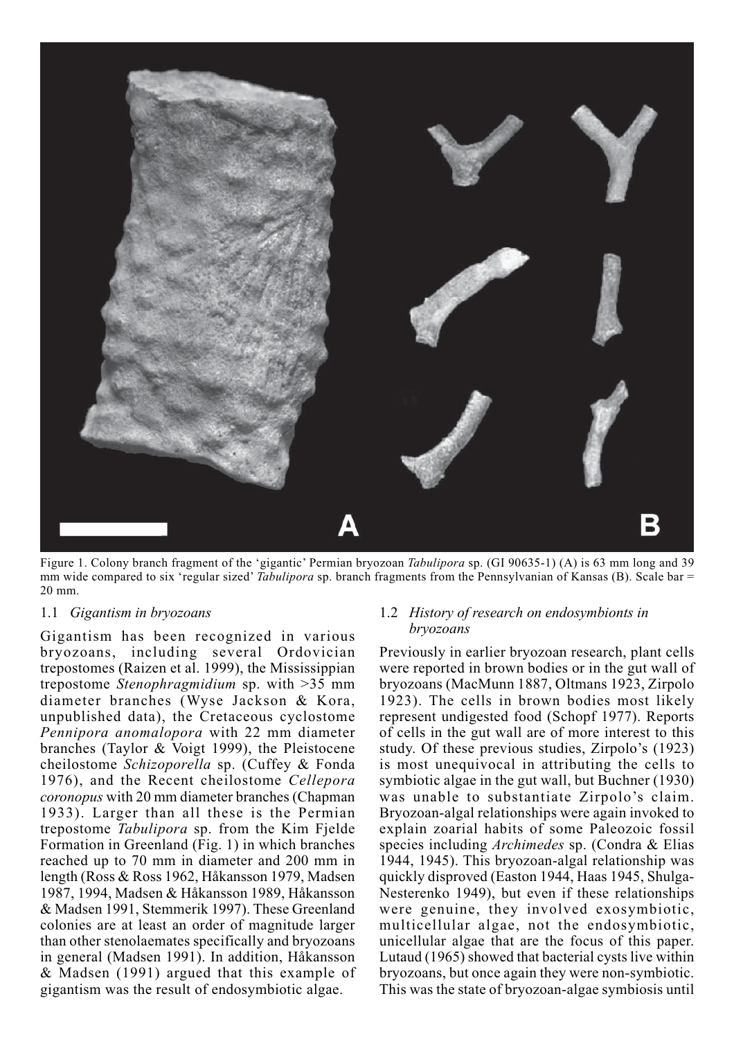Figure 1. Colony branch fragment of the 'gigantic' Permian bryozoan *Tabulipora* sp. (GI 90635-1) (A) is 63 mm long and 39 mm wide compared to six 'regular sized' *Tabulipora* sp. branch fragments from the Pennsylvanian of Kansas (B). Scale bar = 20 mm.

### 1.1 *Gigantism in bryozoans*

Gigantism has been recognized in various bryozoans, including several Ordovician trepostomes (Raizen et al. 1999), the Mississippian trepostome *Stenophragmidium* sp. with >35 mm diameter branches (Wyse Jackson & Kora, unpublished data), the Cretaceous cyclostome *Pennipora anomalopora* with 22 mm diameter branches (Taylor & Voigt 1999), the Pleistocene cheilostome *Schizoporella* sp. (Cuffey & Fonda 1976), and the Recent cheilostome *Cellepora coronopus* with 20 mm diameter branches (Chapman 1933). Larger than all these is the Permian trepostome *Tabulipora* sp. from the Kim Fjelde Formation in Greenland (Fig. 1) in which branches reached up to 70 mm in diameter and 200 mm in length (Ross & Ross 1962, Håkansson 1979, Madsen 1987, 1994, Madsen & Håkansson 1989, Håkansson & Madsen 1991, Stemmerik 1997). These Greenland colonies are at least an order of magnitude larger than other stenolaemates specifically and bryozoans in general (Madsen 1991). In addition, Håkansson & Madsen (1991) argued that this example of gigantism was the result of endosymbiotic algae.

### 1.2 *History of research on endosymbionts in bryozoans*

Previously in earlier bryozoan research, plant cells were reported in brown bodies or in the gut wall of bryozoans (MacMunn 1887, Oltmans 1923, Zirpolo 1923). The cells in brown bodies most likely represent undigested food (Schopf 1977). Reports of cells in the gut wall are of more interest to this study. Of these previous studies, Zirpolo's (1923) is most unequivocal in attributing the cells to symbiotic algae in the gut wall, but Buchner (1930) was unable to substantiate Zirpolo's claim. Bryozoan-algal relationships were again invoked to explain zoarial habits of some Paleozoic fossil species including *Archimedes* sp. (Condra & Elias 1944, 1945). This bryozoan-algal relationship was quickly disproved (Easton 1944, Haas 1945, Shulga-Nesterenko 1949), but even if these relationships were genuine, they involved exosymbiotic, multicellular algae, not the endosymbiotic, unicellular algae that are the focus of this paper. Lutaud (1965) showed that bacterial cysts live within bryozoans, but once again they were non-symbiotic. This was the state of bryozoan-algae symbiosis until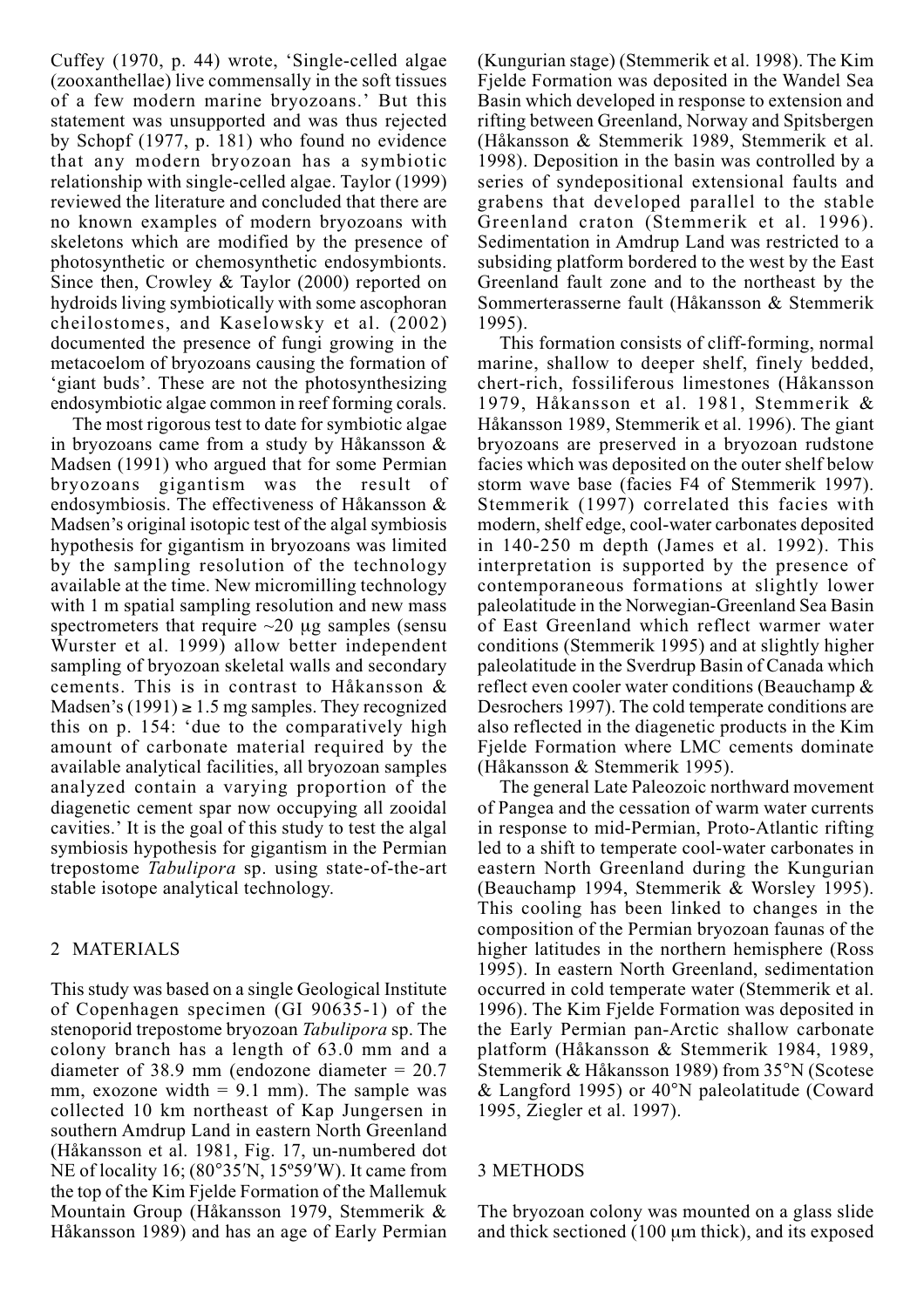Cuffey (1970, p. 44) wrote, 'Single-celled algae (zooxanthellae) live commensally in the soft tissues of a few modern marine bryozoans.' But this statement was unsupported and was thus rejected by Schopf (1977, p. 181) who found no evidence that any modern bryozoan has a symbiotic relationship with single-celled algae. Taylor (1999) reviewed the literature and concluded that there are no known examples of modern bryozoans with skeletons which are modified by the presence of photosynthetic or chemosynthetic endosymbionts. Since then, Crowley & Taylor (2000) reported on hydroids living symbiotically with some ascophoran cheilostomes, and Kaselowsky et al. (2002) documented the presence of fungi growing in the metacoelom of bryozoans causing the formation of 'giant buds'. These are not the photosynthesizing endosymbiotic algae common in reef forming corals.

The most rigorous test to date for symbiotic algae in bryozoans came from a study by Håkansson & Madsen (1991) who argued that for some Permian bryozoans gigantism was the result of endosymbiosis. The effectiveness of Håkansson & Madsen's original isotopic test of the algal symbiosis hypothesis for gigantism in bryozoans was limited by the sampling resolution of the technology available at the time. New micromilling technology with 1 m spatial sampling resolution and new mass spectrometers that require ~20 μg samples (sensu Wurster et al. 1999) allow better independent sampling of bryozoan skeletal walls and secondary cements. This is in contrast to Håkansson & Madsen's (1991) ≥ 1.5 mg samples. They recognized this on p. 154: 'due to the comparatively high amount of carbonate material required by the available analytical facilities, all bryozoan samples analyzed contain a varying proportion of the diagenetic cement spar now occupying all zooidal cavities.' It is the goal of this study to test the algal symbiosis hypothesis for gigantism in the Permian trepostome *Tabulipora* sp. using state-of-the-art stable isotope analytical technology.

## 2 MATERIALS

This study was based on a single Geological Institute of Copenhagen specimen (GI 90635-1) of the stenoporid trepostome bryozoan *Tabulipora* sp. The colony branch has a length of 63.0 mm and a diameter of 38.9 mm (endozone diameter = 20.7 mm, exozone width = 9.1 mm). The sample was collected 10 km northeast of Kap Jungersen in southern Amdrup Land in eastern North Greenland (Håkansson et al. 1981, Fig. 17, un-numbered dot NE of locality 16; (80°35′N, 15º59′W). It came from the top of the Kim Fjelde Formation of the Mallemuk Mountain Group (Håkansson 1979, Stemmerik & Håkansson 1989) and has an age of Early Permian (Kungurian stage) (Stemmerik et al. 1998). The Kim Fjelde Formation was deposited in the Wandel Sea Basin which developed in response to extension and rifting between Greenland, Norway and Spitsbergen (Håkansson & Stemmerik 1989, Stemmerik et al. 1998). Deposition in the basin was controlled by a series of syndepositional extensional faults and grabens that developed parallel to the stable Greenland craton (Stemmerik et al. 1996). Sedimentation in Amdrup Land was restricted to a subsiding platform bordered to the west by the East Greenland fault zone and to the northeast by the Sommerterasserne fault (Håkansson & Stemmerik 1995).

This formation consists of cliff-forming, normal marine, shallow to deeper shelf, finely bedded, chert-rich, fossiliferous limestones (Håkansson 1979, Håkansson et al. 1981, Stemmerik & Håkansson 1989, Stemmerik et al. 1996). The giant bryozoans are preserved in a bryozoan rudstone facies which was deposited on the outer shelf below storm wave base (facies F4 of Stemmerik 1997). Stemmerik (1997) correlated this facies with modern, shelf edge, cool-water carbonates deposited in 140-250 m depth (James et al. 1992). This interpretation is supported by the presence of contemporaneous formations at slightly lower paleolatitude in the Norwegian-Greenland Sea Basin of East Greenland which reflect warmer water conditions (Stemmerik 1995) and at slightly higher paleolatitude in the Sverdrup Basin of Canada which reflect even cooler water conditions (Beauchamp & Desrochers 1997). The cold temperate conditions are also reflected in the diagenetic products in the Kim Fjelde Formation where LMC cements dominate (Håkansson & Stemmerik 1995).

The general Late Paleozoic northward movement of Pangea and the cessation of warm water currents in response to mid-Permian, Proto-Atlantic rifting led to a shift to temperate cool-water carbonates in eastern North Greenland during the Kungurian (Beauchamp 1994, Stemmerik & Worsley 1995). This cooling has been linked to changes in the composition of the Permian bryozoan faunas of the higher latitudes in the northern hemisphere (Ross 1995). In eastern North Greenland, sedimentation occurred in cold temperate water (Stemmerik et al. 1996). The Kim Fjelde Formation was deposited in the Early Permian pan-Arctic shallow carbonate platform (Håkansson & Stemmerik 1984, 1989, Stemmerik & Håkansson 1989) from 35°N (Scotese & Langford 1995) or 40°N paleolatitude (Coward 1995, Ziegler et al. 1997).

## 3 METHODS

The bryozoan colony was mounted on a glass slide and thick sectioned (100 μm thick), and its exposed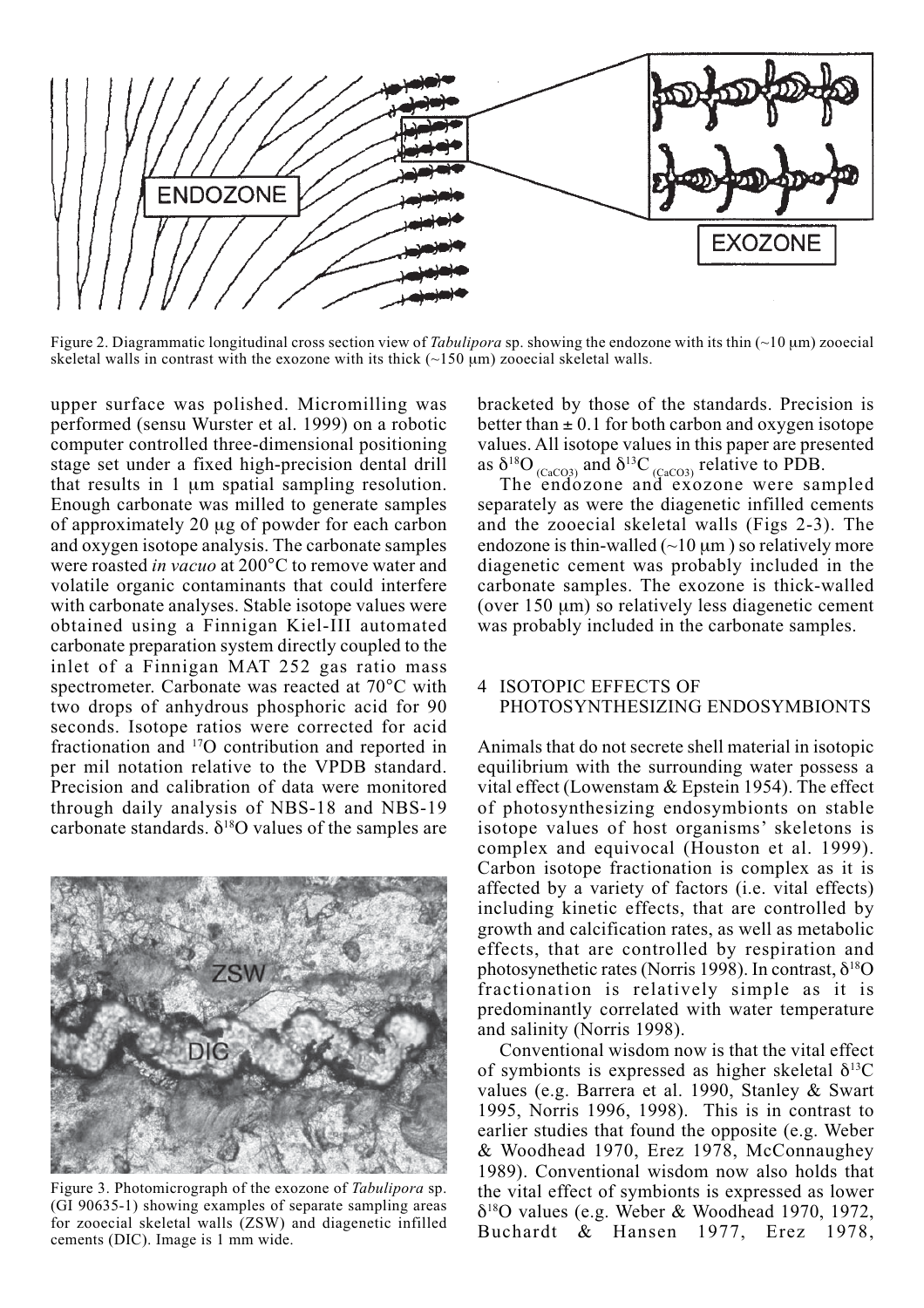Figure 2. Diagrammatic longitudinal cross section view of *Tabulipora* sp. showing the endozone with its thin (~10 μm) zooecial skeletal walls in contrast with the exozone with its thick (~150 μm) zooecial skeletal walls.

upper surface was polished. Micromilling was performed (sensu Wurster et al. 1999) on a robotic computer controlled three-dimensional positioning stage set under a fixed high-precision dental drill that results in 1 μm spatial sampling resolution. Enough carbonate was milled to generate samples of approximately 20 μg of powder for each carbon and oxygen isotope analysis. The carbonate samples were roasted *in vacuo* at 200°C to remove water and volatile organic contaminants that could interfere with carbonate analyses. Stable isotope values were obtained using a Finnigan Kiel-III automated carbonate preparation system directly coupled to the inlet of a Finnigan MAT 252 gas ratio mass spectrometer. Carbonate was reacted at 70°C with two drops of anhydrous phosphoric acid for 90 seconds. Isotope ratios were corrected for acid fractionation and $^{17}O$ contribution and reported in per mil notation relative to the VPDB standard. Precision and calibration of data were monitored through daily analysis of NBS-18 and NBS-19 carbonate standards. $\delta^{18}O$ values of the samples are bracketed by those of the standards. Precision is better than ± 0.1 for both carbon and oxygen isotope values. All isotope values in this paper are presented as $\delta^{18}O_{(CaCO3)}$ and $\delta^{13}C_{(CaCO3)}$ relative to PDB.

The endozone and exozone were sampled separately as were the diagenetic infilled cements and the zooecial skeletal walls (Figs 2-3). The endozone is thin-walled (~10 μm ) so relatively more diagenetic cement was probably included in the carbonate samples. The exozone is thick-walled (over 150 μm) so relatively less diagenetic cement was probably included in the carbonate samples.

Figure 3. Photomicrograph of the exozone of *Tabulipora* sp. (GI 90635-1) showing examples of separate sampling areas for zooecial skeletal walls (ZSW) and diagenetic infilled cements (DIC). Image is 1 mm wide.

## 4 ISOTOPIC EFFECTS OF PHOTOSYNTHESIZING ENDOSYMBIONTS

Animals that do not secrete shell material in isotopic equilibrium with the surrounding water possess a vital effect (Lowenstam & Epstein 1954). The effect of photosynthesizing endosymbionts on stable isotope values of host organisms' skeletons is complex and equivocal (Houston et al. 1999). Carbon isotope fractionation is complex as it is affected by a variety of factors (i.e. vital effects) including kinetic effects, that are controlled by growth and calcification rates, as well as metabolic effects, that are controlled by respiration and photosynethetic rates (Norris 1998). In contrast, $\delta^{18}O$ fractionation is relatively simple as it is predominantly correlated with water temperature and salinity (Norris 1998).

Conventional wisdom now is that the vital effect of symbionts is expressed as higher skeletal $\delta^{13}C$ values (e.g. Barrera et al. 1990, Stanley & Swart 1995, Norris 1996, 1998). This is in contrast to earlier studies that found the opposite (e.g. Weber & Woodhead 1970, Erez 1978, McConnaughey 1989). Conventional wisdom now also holds that the vital effect of symbionts is expressed as lower $\delta^{18}O$ values (e.g. Weber & Woodhead 1970, 1972, Buchardt & Hansen 1977, Erez 1978,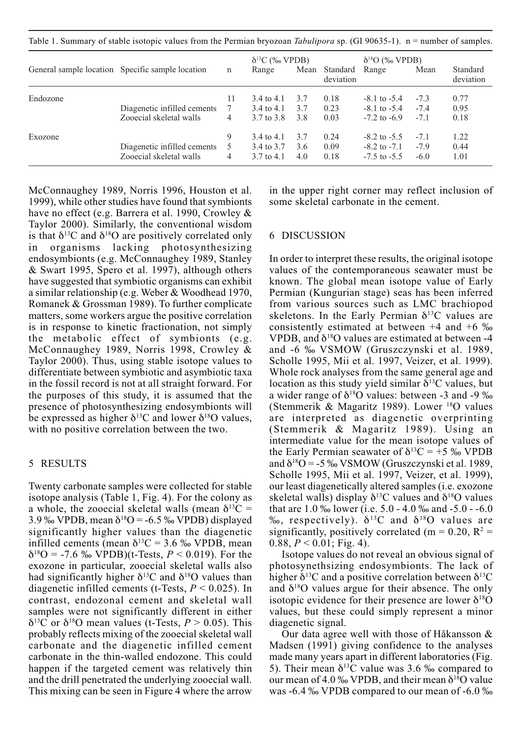Table 1. Summary of stable isotopic values from the Permian bryozoan *Tabulipora* sp. (GI 90635-1). n = number of samples.

| General sample location | Specific sample location | n | $\delta^{13}C$ (‰ VPDB) Range | Mean | Standard deviation | $\delta^{18}O$ (‰ VPDB) Range | Mean | Standard deviation |
|---|---|---|---|---|---|---|---|---|
| Endozone | | 11 | 3.4 to 4.1 | 3.7 | 0.18 | -8.1 to -5.4 | -7.3 | 0.77 |
| | Diagenetic infilled cements | 7 | 3.4 to 4.1 | 3.7 | 0.23 | -8.1 to -5.4 | -7.4 | 0.95 |
| | Zooecial skeletal walls | 4 | 3.7 to 3.8 | 3.8 | 0.03 | -7.2 to -6.9 | -7.1 | 0.18 |
| Exozone | | 9 | 3.4 to 4.1 | 3.7 | 0.24 | -8.2 to -5.5 | -7.1 | 1.22 |
| | Diagenetic infilled cements | 5 | 3.4 to 3.7 | 3.6 | 0.09 | -8.2 to -7.1 | -7.9 | 0.44 |
| | Zooecial skeletal walls | 4 | 3.7 to 4.1 | 4.0 | 0.18 | -7.5 to -5.5 | -6.0 | 1.01 |

McConnaughey 1989, Norris 1996, Houston et al. 1999), while other studies have found that symbionts have no effect (e.g. Barrera et al. 1990, Crowley & Taylor 2000). Similarly, the conventional wisdom is that $\delta^{13}C$ and $\delta^{18}O$ are positively correlated only in organisms lacking photosynthesizing endosymbionts (e.g. McConnaughey 1989, Stanley & Swart 1995, Spero et al. 1997), although others have suggested that symbiotic organisms can exhibit a similar relationship (e.g. Weber & Woodhead 1970, Romanek & Grossman 1989). To further complicate matters, some workers argue the positive correlation is in response to kinetic fractionation, not simply the metabolic effect of symbionts (e.g. McConnaughey 1989, Norris 1998, Crowley & Taylor 2000). Thus, using stable isotope values to differentiate between symbiotic and asymbiotic taxa in the fossil record is not at all straight forward. For the purposes of this study, it is assumed that the presence of photosynthesizing endosymbionts will be expressed as higher $\delta^{13}C$ and lower $\delta^{18}O$ values, with no positive correlation between the two.

## 5 RESULTS

Twenty carbonate samples were collected for stable isotope analysis (Table 1, Fig. 4). For the colony as a whole, the zooecial skeletal walls (mean $\delta^{13}C$ = 3.9 ‰ VPDB, mean $\delta^{18}O$ = -6.5 ‰ VPDB) displayed significantly higher values than the diagenetic infilled cements (mean $\delta^{13}C$ = 3.6 ‰ VPDB, mean $\delta^{18}O$ = -7.6 ‰ VPDB)(t-Tests, $P < 0.019$). For the exozone in particular, zooecial skeletal walls also had significantly higher $\delta^{13}C$ and $\delta^{18}O$ values than diagenetic infilled cements (t-Tests, $P < 0.025$). In contrast, endozonal cement and skeletal wall samples were not significantly different in either $\delta^{13}C$ or $\delta^{18}O$ mean values (t-Tests, $P > 0.05$). This probably reflects mixing of the zooecial skeletal wall carbonate and the diagenetic infilled cement carbonate in the thin-walled endozone. This could happen if the targeted cement was relatively thin and the drill penetrated the underlying zooecial wall. This mixing can be seen in Figure 4 where the arrow in the upper right corner may reflect inclusion of some skeletal carbonate in the cement.

## 6 DISCUSSION

In order to interpret these results, the original isotope values of the contemporaneous seawater must be known. The global mean isotope value of Early Permian (Kungurian stage) seas has been inferred from various sources such as LMC brachiopod skeletons. In the Early Permian $\delta^{13}C$ values are consistently estimated at between +4 and +6 ‰ VPDB, and $\delta^{18}O$ values are estimated at between -4 and -6 ‰ VSMOW (Gruszczynski et al. 1989, Scholle 1995, Mii et al. 1997, Veizer, et al. 1999). Whole rock analyses from the same general age and location as this study yield similar $\delta^{13}C$ values, but a wider range of $\delta^{18}O$ values: between -3 and -9 ‰ (Stemmerik & Magaritz 1989). Lower $^{18}O$ values are interpreted as diagenetic overprinting (Stemmerik & Magaritz 1989). Using an intermediate value for the mean isotope values of the Early Permian seawater of $\delta^{13}C$ = +5 ‰ VPDB and $\delta^{18}O$ = -5 ‰ VSMOW (Gruszczynski et al. 1989, Scholle 1995, Mii et al. 1997, Veizer, et al. 1999), our least diagenetically altered samples (i.e. exozone skeletal walls) display $\delta^{13}C$ values and $\delta^{18}O$ values that are 1.0 ‰ lower (i.e. 5.0 - 4.0 ‰ and -5.0 - -6.0 ‰, respectively). $\delta^{13}C$ and $\delta^{18}O$ values are significantly, positively correlated (m = 0.20, $R^2$ = 0.88, $P < 0.01$; Fig. 4).

Isotope values do not reveal an obvious signal of photosynethsizing endosymbionts. The lack of higher $\delta^{13}C$ and a positive correlation between $\delta^{13}C$ and $\delta^{18}O$ values argue for their absence. The only isotopic evidence for their presence are lower $\delta^{18}O$ values, but these could simply represent a minor diagenetic signal.

Our data agree well with those of Håkansson & Madsen (1991) giving confidence to the analyses made many years apart in different laboratories (Fig. 5). Their mean $\delta^{13}C$ value was 3.6 ‰ compared to our mean of 4.0 ‰ VPDB, and their mean $\delta^{18}O$ value was -6.4 ‰ VPDB compared to our mean of -6.0 ‰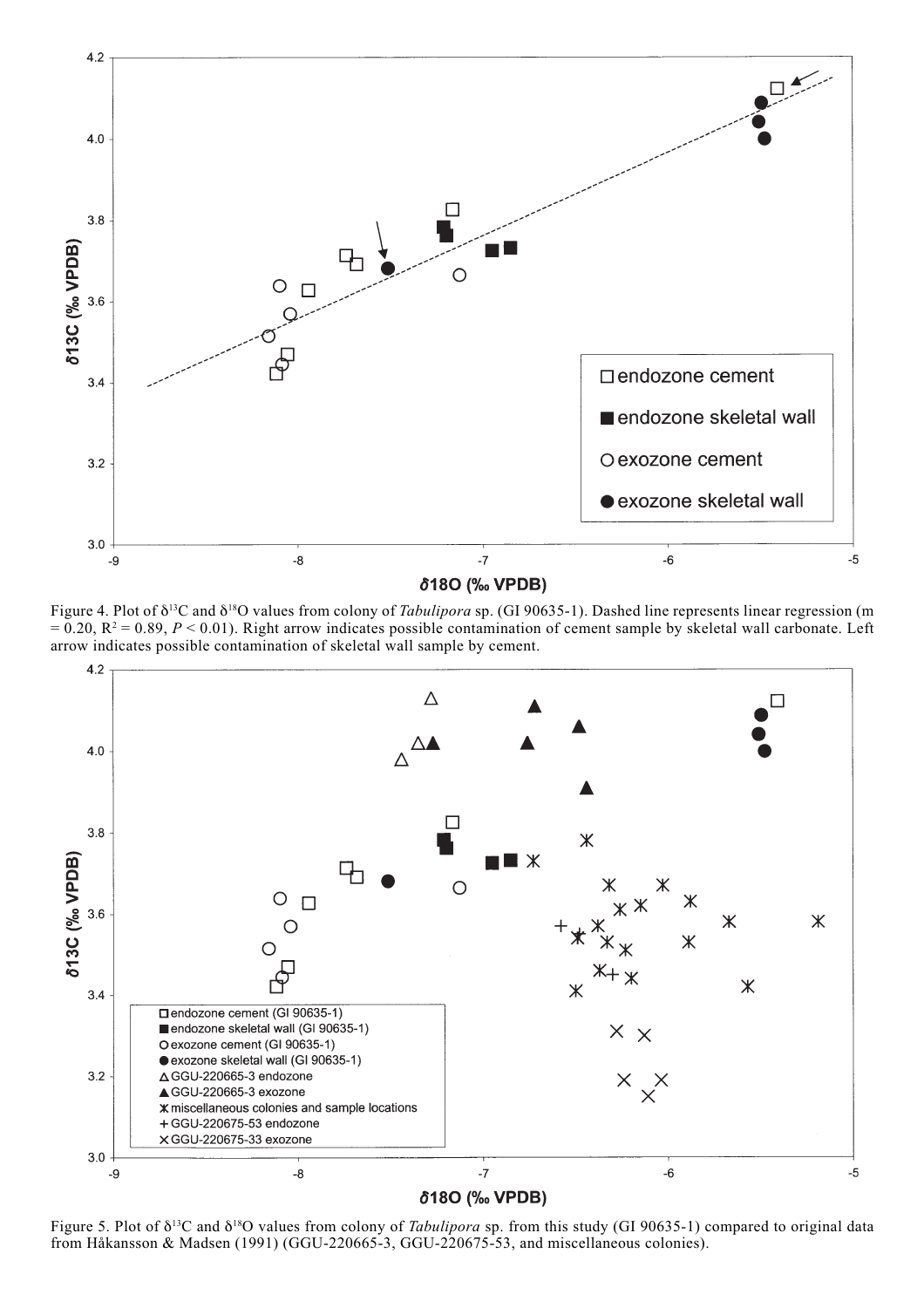Figure 4. Plot of $\delta^{13}C$ and $\delta^{18}O$ values from colony of *Tabulipora* sp. (GI 90635-1). Dashed line represents linear regression (m = 0.20, $R^2 = 0.89$, $P < 0.01$). Right arrow indicates possible contamination of cement sample by skeletal wall carbonate. Left arrow indicates possible contamination of skeletal wall sample by cement.

Figure 5. Plot of $\delta^{13}C$ and $\delta^{18}O$ values from colony of *Tabulipora* sp. from this study (GI 90635-1) compared to original data from Håkansson & Madsen (1991) (GGU-220665-3, GGU-220675-53, and miscellaneous colonies).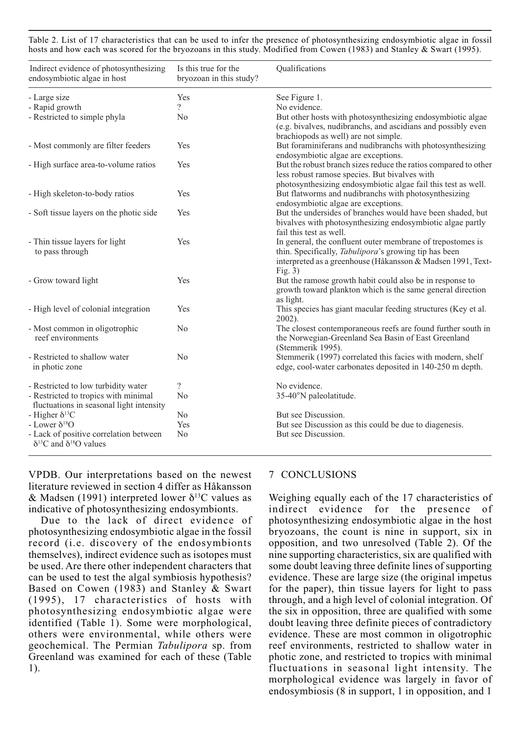Table 2. List of 17 characteristics that can be used to infer the presence of photosynthesizing endosymbiotic algae in fossil hosts and how each was scored for the bryozoans in this study. Modified from Cowen (1983) and Stanley & Swart (1995).

| Indirect evidence of photosynthesizing endosymbiotic algae in host | Is this true for the bryozoan in this study? | Qualifications |
|---|---|---|
| - Large size | Yes | See Figure 1. |
| - Rapid growth | ? | No evidence. |
| - Restricted to simple phyla | No | But other hosts with photosynthesizing endosymbiotic algae (e.g. bivalves, nudibranchs, and ascidians and possibly even brachiopods as well) are not simple. |
| - Most commonly are filter feeders | Yes | But foraminiferans and nudibranchs with photosynthesizing endosymbiotic algae are exceptions. |
| - High surface area-to-volume ratios | Yes | But the robust branch sizes reduce the ratios compared to other less robust ramose species. But bivalves with photosynthesizing endosymbiotic algae fail this test as well. |
| - High skeleton-to-body ratios | Yes | But flatworms and nudibranchs with photosynthesizing endosymbiotic algae are exceptions. |
| - Soft tissue layers on the photic side | Yes | But the undersides of branches would have been shaded, but bivalves with photosynthesizing endosymbiotic algae partly fail this test as well. |
| - Thin tissue layers for light to pass through | Yes | In general, the confluent outer membrane of trepostomes is thin. Specifically, *Tabulipora*'s growing tip has been interpreted as a greenhouse (Håkansson & Madsen 1991, Text-Fig. 3) |
| - Grow toward light | Yes | But the ramose growth habit could also be in response to growth toward plankton which is the same general direction as light. |
| - High level of colonial integration | Yes | This species has giant macular feeding structures (Key et al. 2002). |
| - Most common in oligotrophic reef environments | No | The closest contemporaneous reefs are found further south in the Norwegian-Greenland Sea Basin of East Greenland (Stemmerik 1995). |
| - Restricted to shallow water in photic zone | No | Stemmerik (1997) correlated this facies with modern, shelf edge, cool-water carbonates deposited in 140-250 m depth. |
| - Restricted to low turbidity water | ? | No evidence. |
| - Restricted to tropics with minimal fluctuations in seasonal light intensity | No | 35-40°N paleolatitude. |
| - Higher $\delta^{13}C$ | No | But see Discussion. |
| - Lower $\delta^{18}O$ | Yes | But see Discussion as this could be due to diagenesis. |
| - Lack of positive correlation between $\delta^{13}C$ and $\delta^{18}O$ values | No | But see Discussion. |

VPDB. Our interpretations based on the newest literature reviewed in section 4 differ as Håkansson & Madsen (1991) interpreted lower $\delta^{13}C$ values as indicative of photosynthesizing endosymbionts.

Due to the lack of direct evidence of photosynthesizing endosymbiotic algae in the fossil record (i.e. discovery of the endosymbionts themselves), indirect evidence such as isotopes must be used. Are there other independent characters that can be used to test the algal symbiosis hypothesis? Based on Cowen (1983) and Stanley & Swart (1995), 17 characteristics of hosts with photosynthesizing endosymbiotic algae were identified (Table 1). Some were morphological, others were environmental, while others were geochemical. The Permian *Tabulipora* sp. from Greenland was examined for each of these (Table 1).

## 7 CONCLUSIONS

Weighing equally each of the 17 characteristics of indirect evidence for the presence of photosynthesizing endosymbiotic algae in the host bryozoans, the count is nine in support, six in opposition, and two unresolved (Table 2). Of the nine supporting characteristics, six are qualified with some doubt leaving three definite lines of supporting evidence. These are large size (the original impetus for the paper), thin tissue layers for light to pass through, and a high level of colonial integration. Of the six in opposition, three are qualified with some doubt leaving three definite pieces of contradictory evidence. These are most common in oligotrophic reef environments, restricted to shallow water in photic zone, and restricted to tropics with minimal fluctuations in seasonal light intensity. The morphological evidence was largely in favor of endosymbiosis (8 in support, 1 in opposition, and 1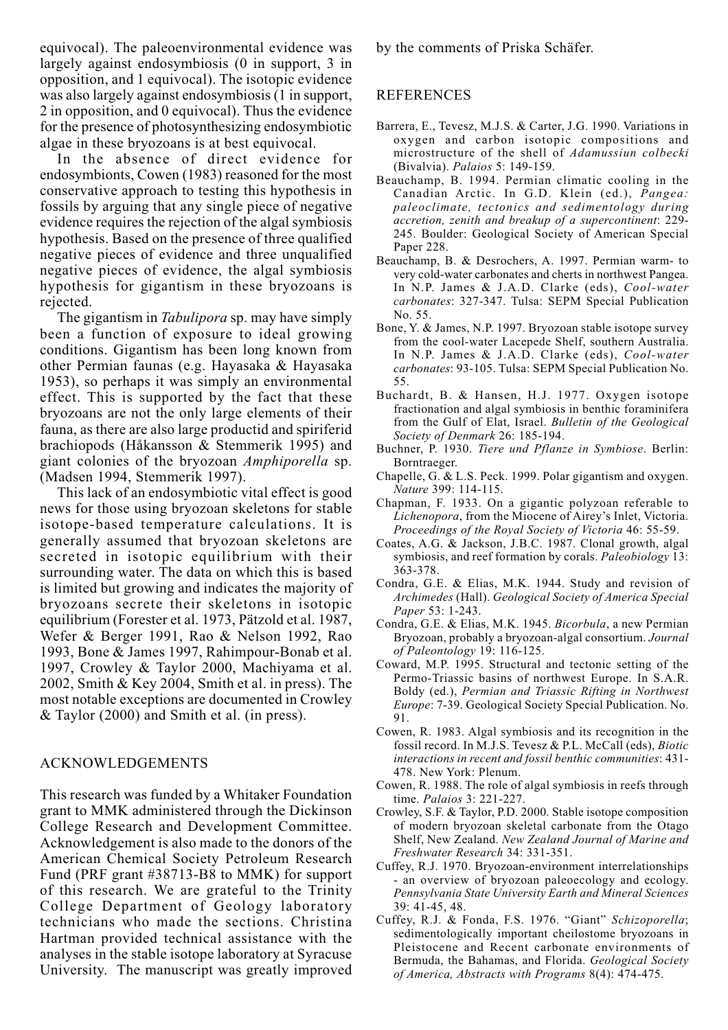equivocal). The paleoenvironmental evidence was largely against endosymbiosis (0 in support, 3 in opposition, and 1 equivocal). The isotopic evidence was also largely against endosymbiosis (1 in support, 2 in opposition, and 0 equivocal). Thus the evidence for the presence of photosynthesizing endosymbiotic algae in these bryozoans is at best equivocal.

In the absence of direct evidence for endosymbionts, Cowen (1983) reasoned for the most conservative approach to testing this hypothesis in fossils by arguing that any single piece of negative evidence requires the rejection of the algal symbiosis hypothesis. Based on the presence of three qualified negative pieces of evidence and three unqualified negative pieces of evidence, the algal symbiosis hypothesis for gigantism in these bryozoans is rejected.

The gigantism in *Tabulipora* sp. may have simply been a function of exposure to ideal growing conditions. Gigantism has been long known from other Permian faunas (e.g. Hayasaka & Hayasaka 1953), so perhaps it was simply an environmental effect. This is supported by the fact that these bryozoans are not the only large elements of their fauna, as there are also large productid and spiriferid brachiopods (Håkansson & Stemmerik 1995) and giant colonies of the bryozoan *Amphiporella* sp. (Madsen 1994, Stemmerik 1997).

This lack of an endosymbiotic vital effect is good news for those using bryozoan skeletons for stable isotope-based temperature calculations. It is generally assumed that bryozoan skeletons are secreted in isotopic equilibrium with their surrounding water. The data on which this is based is limited but growing and indicates the majority of bryozoans secrete their skeletons in isotopic equilibrium (Forester et al. 1973, Pätzold et al. 1987, Wefer & Berger 1991, Rao & Nelson 1992, Rao 1993, Bone & James 1997, Rahimpour-Bonab et al. 1997, Crowley & Taylor 2000, Machiyama et al. 2002, Smith & Key 2004, Smith et al. in press). The most notable exceptions are documented in Crowley & Taylor (2000) and Smith et al. (in press).

## ACKNOWLEDGEMENTS

This research was funded by a Whitaker Foundation grant to MMK administered through the Dickinson College Research and Development Committee. Acknowledgement is also made to the donors of the American Chemical Society Petroleum Research Fund (PRF grant #38713-B8 to MMK) for support of this research. We are grateful to the Trinity College Department of Geology laboratory technicians who made the sections. Christina Hartman provided technical assistance with the analyses in the stable isotope laboratory at Syracuse University. The manuscript was greatly improved by the comments of Priska Schäfer.

## REFERENCES

Barrera, E., Tevesz, M.J.S. & Carter, J.G. 1990. Variations in oxygen and carbon isotopic compositions and microstructure of the shell of *Adamussiun colbecki* (Bivalvia). *Palaios* 5: 149-159.

Beauchamp, B. 1994. Permian climatic cooling in the Canadian Arctic. In G.D. Klein (ed.), *Pangea: paleoclimate, tectonics and sedimentology during accretion, zenith and breakup of a supercontinent*: 229-245. Boulder: Geological Society of American Special Paper 228.

Beauchamp, B. & Desrochers, A. 1997. Permian warm- to very cold-water carbonates and cherts in northwest Pangea. In N.P. James & J.A.D. Clarke (eds), *Cool-water carbonates*: 327-347. Tulsa: SEPM Special Publication No. 55.

Bone, Y. & James, N.P. 1997. Bryozoan stable isotope survey from the cool-water Lacepede Shelf, southern Australia. In N.P. James & J.A.D. Clarke (eds), *Cool-water carbonates*: 93-105. Tulsa: SEPM Special Publication No. 55.

Buchardt, B. & Hansen, H.J. 1977. Oxygen isotope fractionation and algal symbiosis in benthic foraminifera from the Gulf of Elat, Israel. *Bulletin of the Geological Society of Denmark* 26: 185-194.

Buchner, P. 1930. *Tiere und Pflanze in Symbiose*. Berlin: Borntraeger.

Chapelle, G. & L.S. Peck. 1999. Polar gigantism and oxygen. *Nature* 399: 114-115.

Chapman, F. 1933. On a gigantic polyzoan referable to *Lichenopora*, from the Miocene of Airey's Inlet, Victoria. *Proceedings of the Royal Society of Victoria* 46: 55-59.

Coates, A.G. & Jackson, J.B.C. 1987. Clonal growth, algal symbiosis, and reef formation by corals. *Paleobiology* 13: 363-378.

Condra, G.E. & Elias, M.K. 1944. Study and revision of *Archimedes* (Hall). *Geological Society of America Special Paper* 53: 1-243.

Condra, G.E. & Elias, M.K. 1945. *Bicorbula*, a new Permian Bryozoan, probably a bryozoan-algal consortium. *Journal of Paleontology* 19: 116-125.

Coward, M.P. 1995. Structural and tectonic setting of the Permo-Triassic basins of northwest Europe. In S.A.R. Boldy (ed.), *Permian and Triassic Rifting in Northwest Europe*: 7-39. Geological Society Special Publication. No. 91.

Cowen, R. 1983. Algal symbiosis and its recognition in the fossil record. In M.J.S. Tevesz & P.L. McCall (eds), *Biotic interactions in recent and fossil benthic communities*: 431-478. New York: Plenum.

Cowen, R. 1988. The role of algal symbiosis in reefs through time. *Palaios* 3: 221-227.

Crowley, S.F. & Taylor, P.D. 2000. Stable isotope composition of modern bryozoan skeletal carbonate from the Otago Shelf, New Zealand. *New Zealand Journal of Marine and Freshwater Research* 34: 331-351.

Cuffey, R.J. 1970. Bryozoan-environment interrelationships - an overview of bryozoan paleoecology and ecology. *Pennsylvania State University Earth and Mineral Sciences* 39: 41-45, 48.

Cuffey, R.J. & Fonda, F.S. 1976. "Giant" *Schizoporella*; sedimentologically important cheilostome bryozoans in Pleistocene and Recent carbonate environments of Bermuda, the Bahamas, and Florida. *Geological Society of America, Abstracts with Programs* 8(4): 474-475.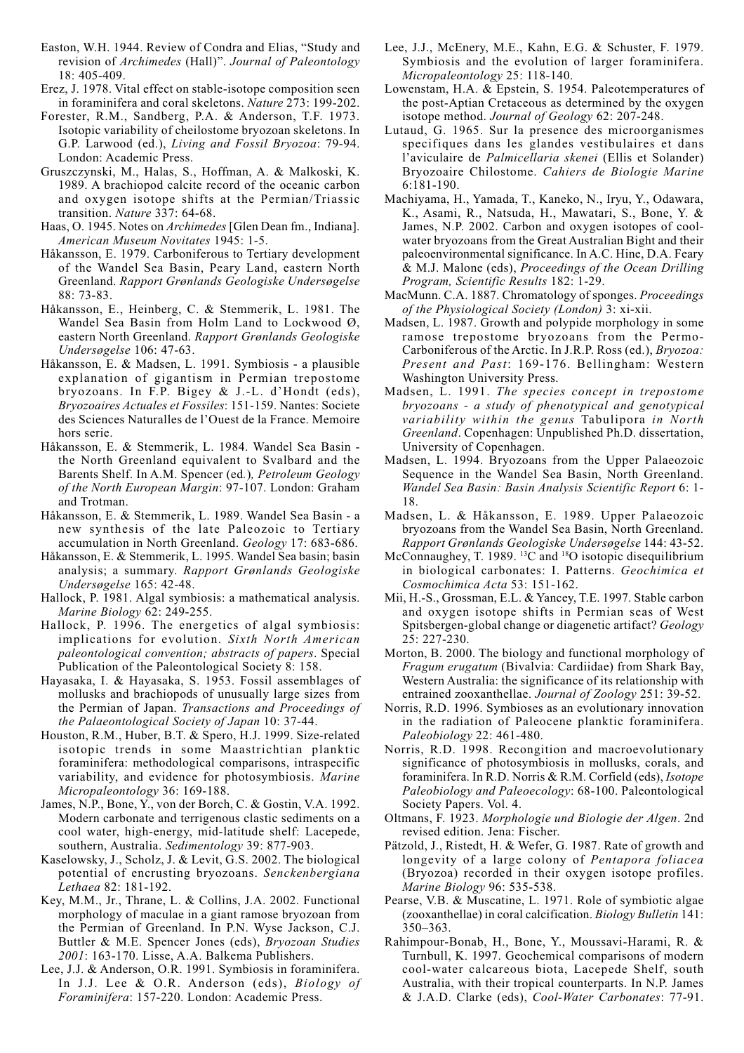Easton, W.H. 1944. Review of Condra and Elias, "Study and revision of *Archimedes* (Hall)". *Journal of Paleontology* 18: 405-409.

Erez, J. 1978. Vital effect on stable-isotope composition seen in foraminifera and coral skeletons. *Nature* 273: 199-202.

Forester, R.M., Sandberg, P.A. & Anderson, T.F. 1973. Isotopic variability of cheilostome bryozoan skeletons. In G.P. Larwood (ed.), *Living and Fossil Bryozoa*: 79-94. London: Academic Press.

Gruszczynski, M., Halas, S., Hoffman, A. & Malkoski, K. 1989. A brachiopod calcite record of the oceanic carbon and oxygen isotope shifts at the Permian/Triassic transition. *Nature* 337: 64-68.

Haas, O. 1945. Notes on *Archimedes* [Glen Dean fm., Indiana]. *American Museum Novitates* 1945: 1-5.

Håkansson, E. 1979. Carboniferous to Tertiary development of the Wandel Sea Basin, Peary Land, eastern North Greenland. *Rapport Grønlands Geologiske Undersøgelse* 88: 73-83.

Håkansson, E., Heinberg, C. & Stemmerik, L. 1981. The Wandel Sea Basin from Holm Land to Lockwood Ø, eastern North Greenland. *Rapport Grønlands Geologiske Undersøgelse* 106: 47-63.

Håkansson, E. & Madsen, L. 1991. Symbiosis - a plausible explanation of gigantism in Permian trepostome bryozoans. In F.P. Bigey & J.-L. d'Hondt (eds), *Bryozoaires Actuales et Fossiles*: 151-159. Nantes: Societe des Sciences Naturalles de l'Ouest de la France. Memoire hors serie.

Håkansson, E. & Stemmerik, L. 1984. Wandel Sea Basin - the North Greenland equivalent to Svalbard and the Barents Shelf. In A.M. Spencer (ed.), *Petroleum Geology of the North European Margin*: 97-107. London: Graham and Trotman.

Håkansson, E. & Stemmerik, L. 1989. Wandel Sea Basin - a new synthesis of the late Paleozoic to Tertiary accumulation in North Greenland. *Geology* 17: 683-686.

Håkansson, E. & Stemmerik, L. 1995. Wandel Sea basin; basin analysis; a summary. *Rapport Grønlands Geologiske Undersøgelse* 165: 42-48.

Hallock, P. 1981. Algal symbiosis: a mathematical analysis. *Marine Biology* 62: 249-255.

Hallock, P. 1996. The energetics of algal symbiosis: implications for evolution. *Sixth North American paleontological convention; abstracts of papers*. Special Publication of the Paleontological Society 8: 158.

Hayasaka, I. & Hayasaka, S. 1953. Fossil assemblages of mollusks and brachiopods of unusually large sizes from the Permian of Japan. *Transactions and Proceedings of the Palaeontological Society of Japan* 10: 37-44.

Houston, R.M., Huber, B.T. & Spero, H.J. 1999. Size-related isotopic trends in some Maastrichtian planktic foraminifera: methodological comparisons, intraspecific variability, and evidence for photosymbiosis. *Marine Micropaleontology* 36: 169-188.

James, N.P., Bone, Y., von der Borch, C. & Gostin, V.A. 1992. Modern carbonate and terrigenous clastic sediments on a cool water, high-energy, mid-latitude shelf: Lacepede, southern, Australia. *Sedimentology* 39: 877-903.

Kaselowsky, J., Scholz, J. & Levit, G.S. 2002. The biological potential of encrusting bryozoans. *Senckenbergiana Lethaea* 82: 181-192.

Key, M.M., Jr., Thrane, L. & Collins, J.A. 2002. Functional morphology of maculae in a giant ramose bryozoan from the Permian of Greenland. In P.N. Wyse Jackson, C.J. Buttler & M.E. Spencer Jones (eds), *Bryozoan Studies 2001*: 163-170. Lisse, A.A. Balkema Publishers.

Lee, J.J. & Anderson, O.R. 1991. Symbiosis in foraminifera. In J.J. Lee & O.R. Anderson (eds), *Biology of Foraminifera*: 157-220. London: Academic Press.

Lee, J.J., McEnery, M.E., Kahn, E.G. & Schuster, F. 1979. Symbiosis and the evolution of larger foraminifera. *Micropaleontology* 25: 118-140.

Lowenstam, H.A. & Epstein, S. 1954. Paleotemperatures of the post-Aptian Cretaceous as determined by the oxygen isotope method. *Journal of Geology* 62: 207-248.

Lutaud, G. 1965. Sur la presence des microorganismes specifiques dans les glandes vestibulaires et dans l'aviculaire de *Palmicellaria skenei* (Ellis et Solander) Bryozoaire Chilostome. *Cahiers de Biologie Marine* 6:181-190.

Machiyama, H., Yamada, T., Kaneko, N., Iryu, Y., Odawara, K., Asami, R., Natsuda, H., Mawatari, S., Bone, Y. & James, N.P. 2002. Carbon and oxygen isotopes of cool-water bryozoans from the Great Australian Bight and their paleoenvironmental significance. In A.C. Hine, D.A. Feary & M.J. Malone (eds), *Proceedings of the Ocean Drilling Program, Scientific Results* 182: 1-29.

MacMunn. C.A. 1887. Chromatology of sponges. *Proceedings of the Physiological Society (London)* 3: xi-xii.

Madsen, L. 1987. Growth and polypide morphology in some ramose trepostome bryozoans from the Permo-Carboniferous of the Arctic. In J.R.P. Ross (ed.), *Bryozoa: Present and Past*: 169-176. Bellingham: Western Washington University Press.

Madsen, L. 1991. *The species concept in trepostome bryozoans - a study of phenotypical and genotypical variability within the genus* Tabulipora *in North Greenland*. Copenhagen: Unpublished Ph.D. dissertation, University of Copenhagen.

Madsen, L. 1994. Bryozoans from the Upper Palaeozoic Sequence in the Wandel Sea Basin, North Greenland. *Wandel Sea Basin: Basin Analysis Scientific Report* 6: 1-18.

Madsen, L. & Håkansson, E. 1989. Upper Palaeozoic bryozoans from the Wandel Sea Basin, North Greenland. *Rapport Grønlands Geologiske Undersøgelse* 144: 43-52.

McConnaughey, T. 1989. $^{13}C$ and $^{18}O$ isotopic disequilibrium in biological carbonates: I. Patterns. *Geochimica et Cosmochimica Acta* 53: 151-162.

Mii, H.-S., Grossman, E.L. & Yancey, T.E. 1997. Stable carbon and oxygen isotope shifts in Permian seas of West Spitsbergen-global change or diagenetic artifact? *Geology* 25: 227-230.

Morton, B. 2000. The biology and functional morphology of *Fragum erugatum* (Bivalvia: Cardiidae) from Shark Bay, Western Australia: the significance of its relationship with entrained zooxanthellae. *Journal of Zoology* 251: 39-52.

Norris, R.D. 1996. Symbioses as an evolutionary innovation in the radiation of Paleocene planktic foraminifera. *Paleobiology* 22: 461-480.

Norris, R.D. 1998. Recognition and macroevolutionary significance of photosymbiosis in mollusks, corals, and foraminifera. In R.D. Norris & R.M. Corfield (eds), *Isotope Paleobiology and Paleoecology*: 68-100. Paleontological Society Papers. Vol. 4.

Oltmans, F. 1923. *Morphologie und Biologie der Algen*. 2nd revised edition. Jena: Fischer.

Pätzold, J., Ristedt, H. & Wefer, G. 1987. Rate of growth and longevity of a large colony of *Pentapora foliacea* (Bryozoa) recorded in their oxygen isotope profiles. *Marine Biology* 96: 535-538.

Pearse, V.B. & Muscatine, L. 1971. Role of symbiotic algae (zooxanthellae) in coral calcification. *Biology Bulletin* 141: 350–363.

Rahimpour-Bonab, H., Bone, Y., Moussavi-Harami, R. & Turnbull, K. 1997. Geochemical comparisons of modern cool-water calcareous biota, Lacepede Shelf, south Australia, with their tropical counterparts. In N.P. James & J.A.D. Clarke (eds), *Cool-Water Carbonates*: 77-91.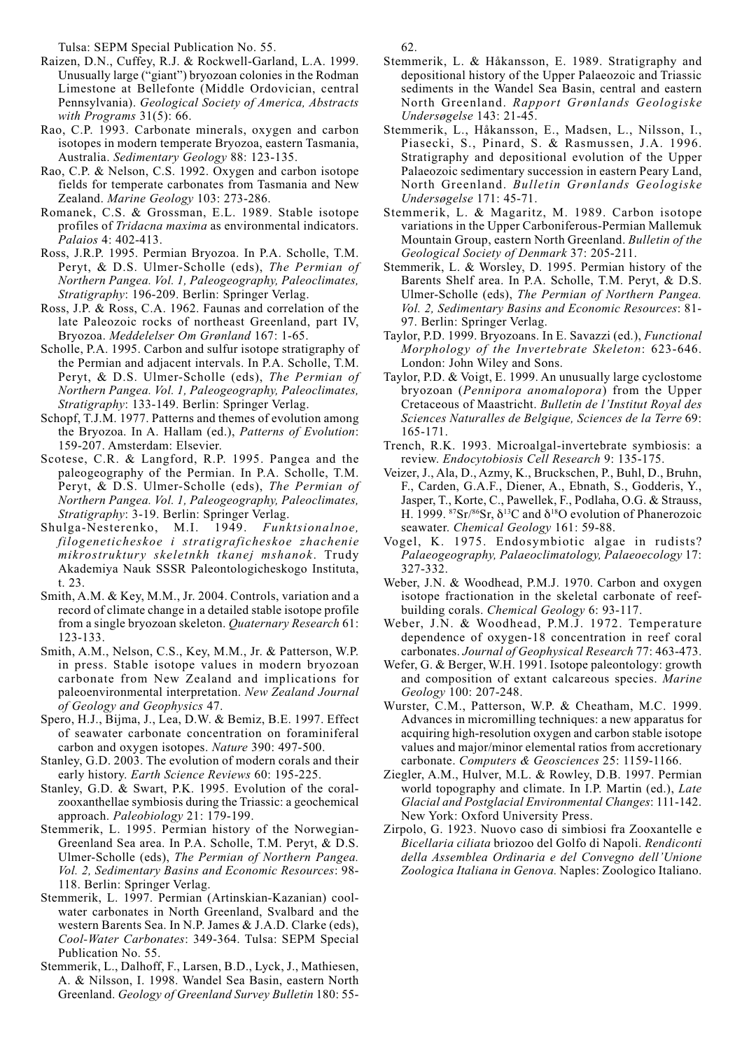Tulsa: SEPM Special Publication No. 55.

Raizen, D.N., Cuffey, R.J. & Rockwell-Garland, L.A. 1999. Unusually large ("giant") bryozoan colonies in the Rodman Limestone at Bellefonte (Middle Ordovician, central Pennsylvania). *Geological Society of America, Abstracts with Programs* 31(5): 66.

Rao, C.P. 1993. Carbonate minerals, oxygen and carbon isotopes in modern temperate Bryozoa, eastern Tasmania, Australia. *Sedimentary Geology* 88: 123-135.

Rao, C.P. & Nelson, C.S. 1992. Oxygen and carbon isotope fields for temperate carbonates from Tasmania and New Zealand. *Marine Geology* 103: 273-286.

Romanek, C.S. & Grossman, E.L. 1989. Stable isotope profiles of *Tridacna maxima* as environmental indicators. *Palaios* 4: 402-413.

Ross, J.R.P. 1995. Permian Bryozoa. In P.A. Scholle, T.M. Peryt, & D.S. Ulmer-Scholle (eds), *The Permian of Northern Pangea. Vol. 1, Paleogeography, Paleoclimates, Stratigraphy*: 196-209. Berlin: Springer Verlag.

Ross, J.P. & Ross, C.A. 1962. Faunas and correlation of the late Paleozoic rocks of northeast Greenland, part IV, Bryozoa. *Meddelelser Om Grønland* 167: 1-65.

Scholle, P.A. 1995. Carbon and sulfur isotope stratigraphy of the Permian and adjacent intervals. In P.A. Scholle, T.M. Peryt, & D.S. Ulmer-Scholle (eds), *The Permian of Northern Pangea. Vol. 1, Paleogeography, Paleoclimates, Stratigraphy*: 133-149. Berlin: Springer Verlag.

Schopf, T.J.M. 1977. Patterns and themes of evolution among the Bryozoa. In A. Hallam (ed.), *Patterns of Evolution*: 159-207. Amsterdam: Elsevier.

Scotese, C.R. & Langford, R.P. 1995. Pangea and the paleogeography of the Permian. In P.A. Scholle, T.M. Peryt, & D.S. Ulmer-Scholle (eds), *The Permian of Northern Pangea. Vol. 1, Paleogeography, Paleoclimates, Stratigraphy*: 3-19. Berlin: Springer Verlag.

Shulga-Nesterenko, M.I. 1949. *Funktsionalnoe, filogeneticheskoe i stratigraficheskoe zhachenie mikrostruktury skeletnkh tkanej mshanok*. Trudy Akademiya Nauk SSSR Paleontologicheskogo Instituta, t. 23.

Smith, A.M. & Key, M.M., Jr. 2004. Controls, variation and a record of climate change in a detailed stable isotope profile from a single bryozoan skeleton. *Quaternary Research* 61: 123-133.

Smith, A.M., Nelson, C.S., Key, M.M., Jr. & Patterson, W.P. in press. Stable isotope values in modern bryozoan carbonate from New Zealand and implications for paleoenvironmental interpretation. *New Zealand Journal of Geology and Geophysics* 47.

Spero, H.J., Bijma, J., Lea, D.W. & Bemiz, B.E. 1997. Effect of seawater carbonate concentration on foraminiferal carbon and oxygen isotopes. *Nature* 390: 497-500.

Stanley, G.D. 2003. The evolution of modern corals and their early history. *Earth Science Reviews* 60: 195-225.

Stanley, G.D. & Swart, P.K. 1995. Evolution of the coral-zooxanthellae symbiosis during the Triassic: a geochemical approach. *Paleobiology* 21: 179-199.

Stemmerik, L. 1995. Permian history of the Norwegian-Greenland Sea area. In P.A. Scholle, T.M. Peryt, & D.S. Ulmer-Scholle (eds), *The Permian of Northern Pangea. Vol. 2, Sedimentary Basins and Economic Resources*: 98-118. Berlin: Springer Verlag.

Stemmerik, L. 1997. Permian (Artinskian-Kazanian) cool-water carbonates in North Greenland, Svalbard and the western Barents Sea. In N.P. James & J.A.D. Clarke (eds), *Cool-Water Carbonates*: 349-364. Tulsa: SEPM Special Publication No. 55.

Stemmerik, L., Dalhoff, F., Larsen, B.D., Lyck, J., Mathiesen, A. & Nilsson, I. 1998. Wandel Sea Basin, eastern North Greenland. *Geology of Greenland Survey Bulletin* 180: 55-62.

Stemmerik, L. & Håkansson, E. 1989. Stratigraphy and depositional history of the Upper Palaeozoic and Triassic sediments in the Wandel Sea Basin, central and eastern North Greenland. *Rapport Grønlands Geologiske Undersøgelse* 143: 21-45.

Stemmerik, L., Håkansson, E., Madsen, L., Nilsson, I., Piasecki, S., Pinard, S. & Rasmussen, J.A. 1996. Stratigraphy and depositional evolution of the Upper Palaeozoic sedimentary succession in eastern Peary Land, North Greenland. *Bulletin Grønlands Geologiske Undersøgelse* 171: 45-71.

Stemmerik, L. & Magaritz, M. 1989. Carbon isotope variations in the Upper Carboniferous-Permian Mallemuk Mountain Group, eastern North Greenland. *Bulletin of the Geological Society of Denmark* 37: 205-211.

Stemmerik, L. & Worsley, D. 1995. Permian history of the Barents Shelf area. In P.A. Scholle, T.M. Peryt, & D.S. Ulmer-Scholle (eds), *The Permian of Northern Pangea. Vol. 2, Sedimentary Basins and Economic Resources*: 81-97. Berlin: Springer Verlag.

Taylor, P.D. 1999. Bryozoans. In E. Savazzi (ed.), *Functional Morphology of the Invertebrate Skeleton*: 623-646. London: John Wiley and Sons.

Taylor, P.D. & Voigt, E. 1999. An unusually large cyclostome bryozoan (*Pennipora anomalopora*) from the Upper Cretaceous of Maastricht. *Bulletin de l'Institut Royal des Sciences Naturalles de Belgique, Sciences de la Terre* 69: 165-171.

Trench, R.K. 1993. Microalgal-invertebrate symbiosis: a review. *Endocytobiosis Cell Research* 9: 135-175.

Veizer, J., Ala, D., Azmy, K., Bruckschen, P., Buhl, D., Bruhn, F., Carden, G.A.F., Diener, A., Ebnath, S., Godderis, Y., Jasper, T., Korte, C., Pawellek, F., Podlaha, O.G. & Strauss, H. 1999. $^{87}Sr/^{86}Sr$, $\delta^{13}C$ and $\delta^{18}O$ evolution of Phanerozoic seawater. *Chemical Geology* 161: 59-88.

Vogel, K. 1975. Endosymbiotic algae in rudists? *Palaeogeography, Palaeoclimatology, Palaeoecology* 17: 327-332.

Weber, J.N. & Woodhead, P.M.J. 1970. Carbon and oxygen isotope fractionation in the skeletal carbonate of reef-building corals. *Chemical Geology* 6: 93-117.

Weber, J.N. & Woodhead, P.M.J. 1972. Temperature dependence of oxygen-18 concentration in reef coral carbonates. *Journal of Geophysical Research* 77: 463-473.

Wefer, G. & Berger, W.H. 1991. Isotope paleontology: growth and composition of extant calcareous species. *Marine Geology* 100: 207-248.

Wurster, C.M., Patterson, W.P. & Cheatham, M.C. 1999. Advances in micromilling techniques: a new apparatus for acquiring high-resolution oxygen and carbon stable isotope values and major/minor elemental ratios from accretionary carbonate. *Computers & Geosciences* 25: 1159-1166.

Ziegler, A.M., Hulver, M.L. & Rowley, D.B. 1997. Permian world topography and climate. In I.P. Martin (ed.), *Late Glacial and Postglacial Environmental Changes*: 111-142. New York: Oxford University Press.

Zirpolo, G. 1923. Nuovo caso di simbiosi fra Zooxantelle e *Bicellaria ciliata* briozoo del Golfo di Napoli. *Rendiconti della Assemblea Ordinaria e del Convegno dell'Unione Zoologica Italiana in Genova.* Naples: Zoologico Italiano.